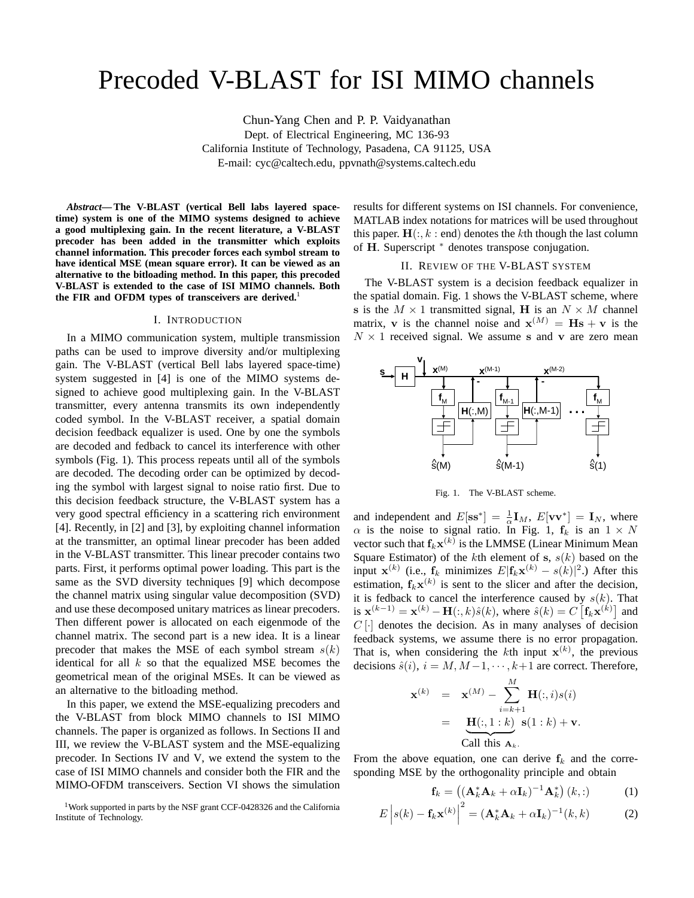# Precoded V-BLAST for ISI MIMO channels

Chun-Yang Chen and P. P. Vaidyanathan
Dept. of Electrical Engineering, MC 136-93
California Institute of Technology, Pasadena, CA 91125, USA
E-mail: cyc@caltech.edu, ppvnath@systems.caltech.edu

***Abstract*— The V-BLAST (vertical Bell labs layered space-time) system is one of the MIMO systems designed to achieve a good multiplexing gain. In the recent literature, a V-BLAST precoder has been added in the transmitter which exploits channel information. This precoder forces each symbol stream to have identical MSE (mean square error). It can be viewed as an alternative to the bitloading method. In this paper, this precoded V-BLAST is extended to the case of ISI MIMO channels. Both the FIR and OFDM types of transceivers are derived.**[1]

## I. Introduction

In a MIMO communication system, multiple transmission paths can be used to improve diversity and/or multiplexing gain. The V-BLAST (vertical Bell labs layered space-time) system suggested in [4] is one of the MIMO systems designed to achieve good multiplexing gain. In the V-BLAST transmitter, every antenna transmits its own independently coded symbol. In the V-BLAST receiver, a spatial domain decision feedback equalizer is used. One by one the symbols are decoded and fedback to cancel its interference with other symbols (Fig. 1). This process repeats until all of the symbols are decoded. The decoding order can be optimized by decoding the symbol with largest signal to noise ratio first. Due to this decision feedback structure, the V-BLAST system has a very good spectral efficiency in a scattering rich environment [4]. Recently, in [2] and [3], by exploiting channel information at the transmitter, an optimal linear precoder has been added in the V-BLAST transmitter. This linear precoder contains two parts. First, it performs optimal power loading. This part is the same as the SVD diversity techniques [9] which decompose the channel matrix using singular value decomposition (SVD) and use these decomposed unitary matrices as linear precoders. Then different power is allocated on each eigenmode of the channel matrix. The second part is a new idea. It is a linear precoder that makes the MSE of each symbol stream $s(k)$ identical for all $k$ so that the equalized MSE becomes the geometrical mean of the original MSEs. It can be viewed as an alternative to the bitloading method.

In this paper, we extend the MSE-equalizing precoders and the V-BLAST from block MIMO channels to ISI MIMO channels. The paper is organized as follows. In Sections II and III, we review the V-BLAST system and the MSE-equalizing precoder. In Sections IV and V, we extend the system to the case of ISI MIMO channels and consider both the FIR and the MIMO-OFDM transceivers. Section VI shows the simulation results for different systems on ISI channels. For convenience, MATLAB index notations for matrices will be used throughout this paper. $\mathbf{H}(:, k : \text{end})$ denotes the $k$th though the last column of $\mathbf{H}$. Superscript $^*$ denotes transpose conjugation.

[1] Work supported in parts by the NSF grant CCF-0428326 and the California Institute of Technology.

## II. Review of the V-BLAST system

The V-BLAST system is a decision feedback equalizer in the spatial domain. Fig. 1 shows the V-BLAST scheme, where $\mathbf{s}$ is the $M \times 1$ transmitted signal, $\mathbf{H}$ is an $N \times M$ channel matrix, $\mathbf{v}$ is the channel noise and $\mathbf{x}^{(M)} = \mathbf{Hs} + \mathbf{v}$ is the $N \times 1$ received signal. We assume $\mathbf{s}$ and $\mathbf{v}$ are zero mean and independent and $E[\mathbf{ss}^*] = \frac{1}{\alpha}\mathbf{I}_M$, $E[\mathbf{vv}^*] = \mathbf{I}_N$, where $\alpha$ is the noise to signal ratio. In Fig. 1, $\mathbf{f}_k$ is an $1 \times N$ vector such that $\mathbf{f}_k\mathbf{x}^{(k)}$ is the LMMSE (Linear Minimum Mean Square Estimator) of the $k$th element of $\mathbf{s}$, $s(k)$ based on the input $\mathbf{x}^{(k)}$ (i.e., $\mathbf{f}_k$ minimizes $E|\mathbf{f}_k\mathbf{x}^{(k)} - s(k)|^2$.) After this estimation, $\mathbf{f}_k\mathbf{x}^{(k)}$ is sent to the slicer and after the decision, it is fedback to cancel the interference caused by $s(k)$. That is $\mathbf{x}^{(k-1)} = \mathbf{x}^{(k)} - \mathbf{H}(:, k)\hat{s}(k)$, where $\hat{s}(k) = C\left[\mathbf{f}_k\mathbf{x}^{(k)}\right]$ and $C[\cdot]$ denotes the decision. As in many analyses of decision feedback systems, we assume there is no error propagation. That is, when considering the $k$th input $\mathbf{x}^{(k)}$, the previous decisions $\hat{s}(i)$, $i = M, M-1, \cdots, k+1$ are correct. Therefore,

Fig. 1. The V-BLAST scheme.

$$\begin{aligned}
\mathbf{x}^{(k)} &= \mathbf{x}^{(M)} - \sum_{i=k+1}^{M} \mathbf{H}(:, i)s(i) \\
&= \underbrace{\mathbf{H}(:, 1 : k)}_{\text{Call this } \mathbf{A}_k.} \mathbf{s}(1 : k) + \mathbf{v}.
\end{aligned}$$

From the above equation, one can derive $\mathbf{f}_k$ and the corresponding MSE by the orthogonality principle and obtain

$$\mathbf{f}_k = \left((\mathbf{A}_k^*\mathbf{A}_k + \alpha\mathbf{I}_k)^{-1}\mathbf{A}_k^*\right)(k, :) \tag{1}$$

$$E\left|s(k) - \mathbf{f}_k\mathbf{x}^{(k)}\right|^2 = (\mathbf{A}_k^*\mathbf{A}_k + \alpha\mathbf{I}_k)^{-1}(k, k) \tag{2}$$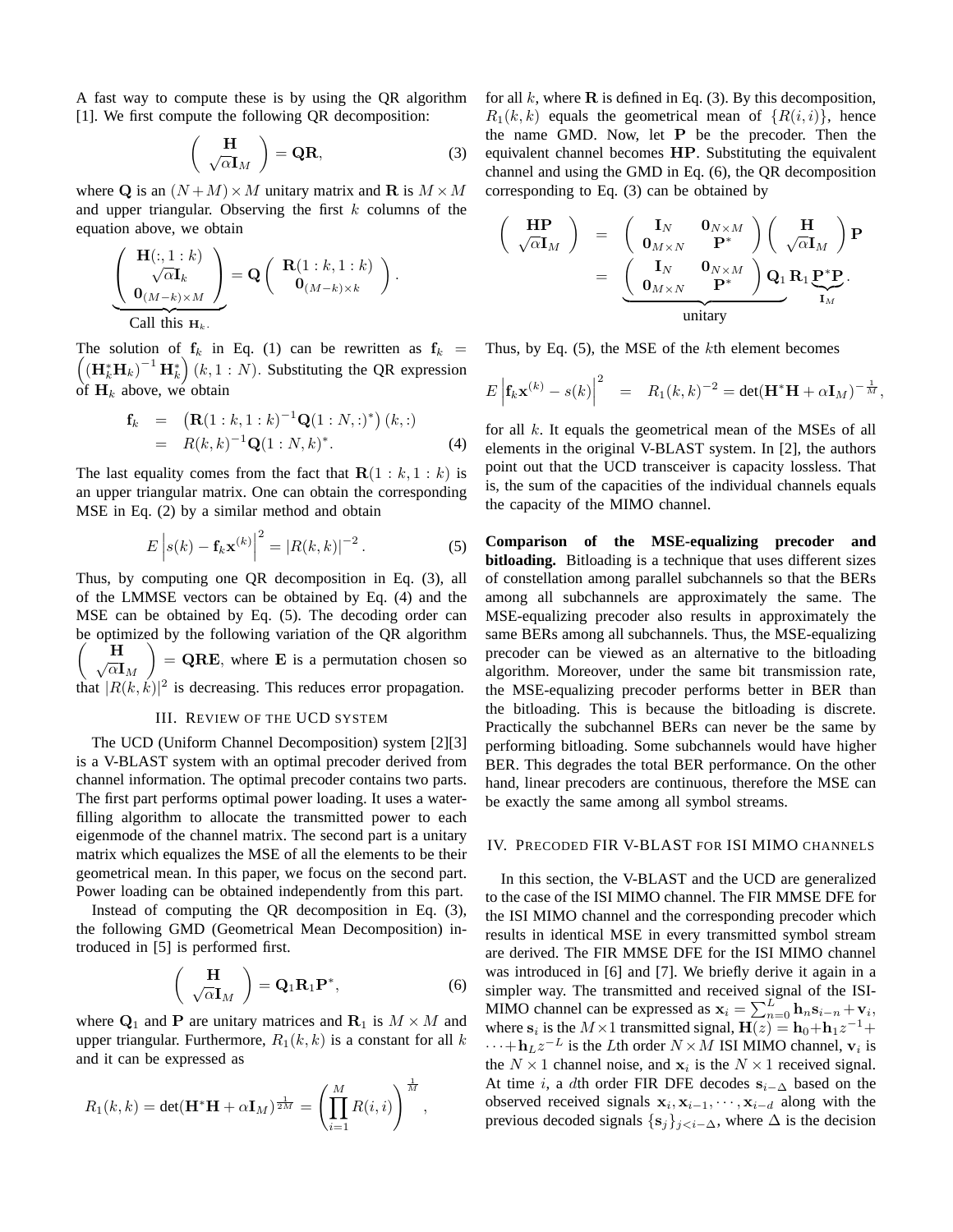A fast way to compute these is by using the QR algorithm [1]. We first compute the following QR decomposition:

$$\begin{pmatrix} \mathbf{H} \\ \sqrt{\alpha}\mathbf{I}_M \end{pmatrix} = \mathbf{Q}\mathbf{R}, \tag{3}$$

where $\mathbf{Q}$ is an $(N+M)\times M$ unitary matrix and $\mathbf{R}$ is $M \times M$ and upper triangular. Observing the first $k$ columns of the equation above, we obtain

$$\underbrace{\begin{pmatrix} \mathbf{H}(:,1:k) \\ \sqrt{\alpha}\mathbf{I}_k \\ \mathbf{0}_{(M-k)\times M} \end{pmatrix}}_{\text{Call this } \mathbf{H}_k.} = \mathbf{Q}\begin{pmatrix} \mathbf{R}(1:k,1:k) \\ \mathbf{0}_{(M-k)\times k} \end{pmatrix}.$$

The solution of $\mathbf{f}_k$ in Eq. (1) can be rewritten as $\mathbf{f}_k = \left((\mathbf{H}_k^*\mathbf{H}_k)^{-1}\mathbf{H}_k^*\right)(k,1:N)$. Substituting the QR expression of $\mathbf{H}_k$ above, we obtain

$$\begin{aligned} \mathbf{f}_k &= \left(\mathbf{R}(1:k,1:k)^{-1}\mathbf{Q}(1:N,:)^*\right)(k,:) \\ &= R(k,k)^{-1}\mathbf{Q}(1:N,k)^*. \end{aligned} \tag{4}$$

The last equality comes from the fact that $\mathbf{R}(1:k,1:k)$ is an upper triangular matrix. One can obtain the corresponding MSE in Eq. (2) by a similar method and obtain

$$E\left|s(k) - \mathbf{f}_k\mathbf{x}^{(k)}\right|^2 = |R(k,k)|^{-2}. \tag{5}$$

Thus, by computing one QR decomposition in Eq. (3), all of the LMMSE vectors can be obtained by Eq. (4) and the MSE can be obtained by Eq. (5). The decoding order can be optimized by the following variation of the QR algorithm $\begin{pmatrix} \mathbf{H} \\ \sqrt{\alpha}\mathbf{I}_M \end{pmatrix} = \mathbf{QRE}$, where $\mathbf{E}$ is a permutation chosen so that $|R(k,k)|^2$ is decreasing. This reduces error propagation.

## III. Review of the UCD System

The UCD (Uniform Channel Decomposition) system [2][3] is a V-BLAST system with an optimal precoder derived from channel information. The optimal precoder contains two parts. The first part performs optimal power loading. It uses a water-filling algorithm to allocate the transmitted power to each eigenmode of the channel matrix. The second part is a unitary matrix which equalizes the MSE of all the elements to be their geometrical mean. In this paper, we focus on the second part. Power loading can be obtained independently from this part.

Instead of computing the QR decomposition in Eq. (3), the following GMD (Geometrical Mean Decomposition) introduced in [5] is performed first.

$$\begin{pmatrix} \mathbf{H} \\ \sqrt{\alpha}\mathbf{I}_M \end{pmatrix} = \mathbf{Q}_1\mathbf{R}_1\mathbf{P}^*, \tag{6}$$

where $\mathbf{Q}_1$ and $\mathbf{P}$ are unitary matrices and $\mathbf{R}_1$ is $M \times M$ and upper triangular. Furthermore, $R_1(k,k)$ is a constant for all $k$ and it can be expressed as

$$R_1(k,k) = \det(\mathbf{H}^*\mathbf{H} + \alpha\mathbf{I}_M)^{\frac{1}{2M}} = \left(\prod_{i=1}^{M} R(i,i)\right)^{\frac{1}{M}},$$

for all $k$, where $\mathbf{R}$ is defined in Eq. (3). By this decomposition, $R_1(k,k)$ equals the geometrical mean of $\{R(i,i)\}$, hence the name GMD. Now, let $\mathbf{P}$ be the precoder. Then the equivalent channel becomes $\mathbf{HP}$. Substituting the equivalent channel and using the GMD in Eq. (6), the QR decomposition corresponding to Eq. (3) can be obtained by

$$\begin{aligned} \begin{pmatrix} \mathbf{HP} \\ \sqrt{\alpha}\mathbf{I}_M \end{pmatrix} &= \begin{pmatrix} \mathbf{I}_N & \mathbf{0}_{N\times M} \\ \mathbf{0}_{M\times N} & \mathbf{P}^* \end{pmatrix}\begin{pmatrix} \mathbf{H} \\ \sqrt{\alpha}\mathbf{I}_M \end{pmatrix}\mathbf{P} \\ &= \underbrace{\begin{pmatrix} \mathbf{I}_N & \mathbf{0}_{N\times M} \\ \mathbf{0}_{M\times N} & \mathbf{P}^* \end{pmatrix}\mathbf{Q}_1}_{\text{unitary}}\mathbf{R}_1\underbrace{\mathbf{P}^*\mathbf{P}}_{\mathbf{I}_M}. \end{aligned}$$

Thus, by Eq. (5), the MSE of the $k$th element becomes

$$E\left|\mathbf{f}_k\mathbf{x}^{(k)} - s(k)\right|^2 = R_1(k,k)^{-2} = \det(\mathbf{H}^*\mathbf{H} + \alpha\mathbf{I}_M)^{-\frac{1}{M}},$$

for all $k$. It equals the geometrical mean of the MSEs of all elements in the original V-BLAST system. In [2], the authors point out that the UCD transceiver is capacity lossless. That is, the sum of the capacities of the individual channels equals the capacity of the MIMO channel.

**Comparison of the MSE-equalizing precoder and bitloading.** Bitloading is a technique that uses different sizes of constellation among parallel subchannels so that the BERs among all subchannels are approximately the same. The MSE-equalizing precoder also results in approximately the same BERs among all subchannels. Thus, the MSE-equalizing precoder can be viewed as an alternative to the bitloading algorithm. Moreover, under the same bit transmission rate, the MSE-equalizing precoder performs better in BER than the bitloading. This is because the bitloading is discrete. Practically the subchannel BERs can never be the same by performing bitloading. Some subchannels would have higher BER. This degrades the total BER performance. On the other hand, linear precoders are continuous, therefore the MSE can be exactly the same among all symbol streams.

## IV. Precoded FIR V-BLAST for ISI MIMO Channels

In this section, the V-BLAST and the UCD are generalized to the case of the ISI MIMO channel. The FIR MMSE DFE for the ISI MIMO channel and the corresponding precoder which results in identical MSE in every transmitted symbol stream are derived. The FIR MMSE DFE for the ISI MIMO channel was introduced in [6] and [7]. We briefly derive it again in a simpler way. The transmitted and received signal of the ISI-MIMO channel can be expressed as $\mathbf{x}_i = \sum_{n=0}^{L}\mathbf{h}_n\mathbf{s}_{i-n} + \mathbf{v}_i$, where $\mathbf{s}_i$ is the $M\times 1$ transmitted signal, $\mathbf{H}(z) = \mathbf{h}_0 + \mathbf{h}_1 z^{-1} + \cdots + \mathbf{h}_L z^{-L}$ is the $L$th order $N \times M$ ISI MIMO channel, $\mathbf{v}_i$ is the $N \times 1$ channel noise, and $\mathbf{x}_i$ is the $N \times 1$ received signal. At time $i$, a $d$th order FIR DFE decodes $\mathbf{s}_{i-\Delta}$ based on the observed received signals $\mathbf{x}_i, \mathbf{x}_{i-1}, \cdots, \mathbf{x}_{i-d}$ along with the previous decoded signals $\{\mathbf{s}_j\}_{j<i-\Delta}$, where $\Delta$ is the decision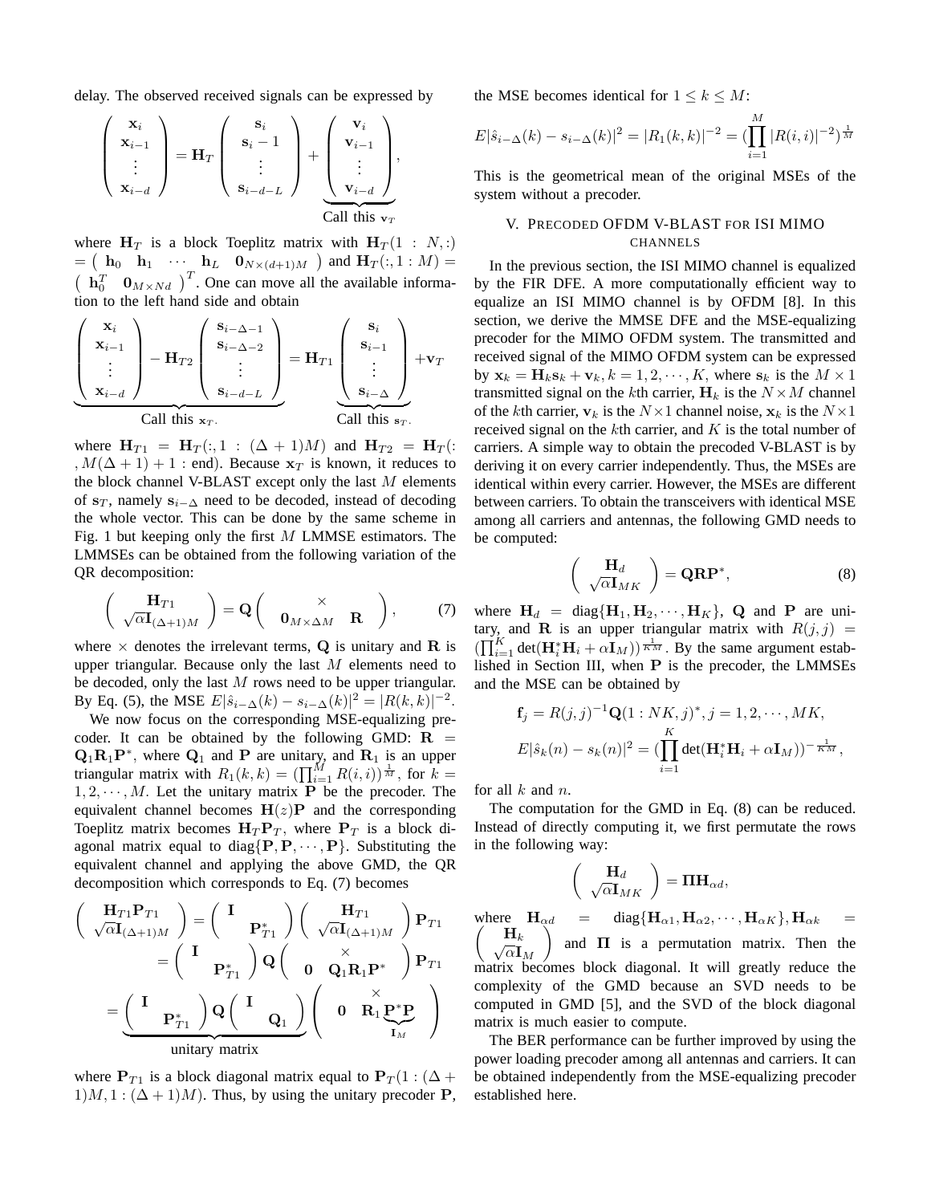delay. The observed received signals can be expressed by

$$\begin{pmatrix} \mathbf{x}_i \\ \mathbf{x}_{i-1} \\ \vdots \\ \mathbf{x}_{i-d} \end{pmatrix} = \mathbf{H}_T \begin{pmatrix} \mathbf{s}_i \\ \mathbf{s}_i - 1 \\ \vdots \\ \mathbf{s}_{i-d-L} \end{pmatrix} + \underbrace{\begin{pmatrix} \mathbf{v}_i \\ \mathbf{v}_{i-1} \\ \vdots \\ \mathbf{v}_{i-d} \end{pmatrix}}_{\text{Call this } \mathbf{v}_T},$$

where $\mathbf{H}_T$ is a block Toeplitz matrix with $\mathbf{H}_T(1:N,:) = \begin{pmatrix} \mathbf{h}_0 & \mathbf{h}_1 & \cdots & \mathbf{h}_L & \mathbf{0}_{N\times(d+1)M} \end{pmatrix}$ and $\mathbf{H}_T(:,1:M) = \begin{pmatrix} \mathbf{h}_0^T & \mathbf{0}_{M\times Nd} \end{pmatrix}^T$. One can move all the available information to the left hand side and obtain

$$\underbrace{\begin{pmatrix} \mathbf{x}_i \\ \mathbf{x}_{i-1} \\ \vdots \\ \mathbf{x}_{i-d} \end{pmatrix} - \mathbf{H}_{T2} \begin{pmatrix} \mathbf{s}_{i-\Delta-1} \\ \mathbf{s}_{i-\Delta-2} \\ \vdots \\ \mathbf{s}_{i-d-L} \end{pmatrix}}_{\text{Call this } \mathbf{x}_{T}.} = \mathbf{H}_{T1} \underbrace{\begin{pmatrix} \mathbf{s}_i \\ \mathbf{s}_{i-1} \\ \vdots \\ \mathbf{s}_{i-\Delta} \end{pmatrix}}_{\text{Call this } \mathbf{s}_{T}.} + \mathbf{v}_T$$

where $\mathbf{H}_{T1} = \mathbf{H}_T(:,1:(\Delta+1)M)$ and $\mathbf{H}_{T2} = \mathbf{H}_T(:,M(\Delta+1)+1:\text{end})$. Because $\mathbf{x}_T$ is known, it reduces to the block channel V-BLAST except only the last $M$ elements of $\mathbf{s}_T$, namely $\mathbf{s}_{i-\Delta}$ need to be decoded, instead of decoding the whole vector. This can be done by the same scheme in Fig. 1 but keeping only the first $M$ LMMSE estimators. The LMMSEs can be obtained from the following variation of the QR decomposition:

$$\begin{pmatrix} \mathbf{H}_{T1} \\ \sqrt{\alpha}\mathbf{I}_{(\Delta+1)M} \end{pmatrix} = \mathbf{Q} \begin{pmatrix} & \times & \\ \mathbf{0}_{M\times\Delta M} & & \mathbf{R} \end{pmatrix}, \qquad (7)$$

where $\times$ denotes the irrelevant terms, $\mathbf{Q}$ is unitary and $\mathbf{R}$ is upper triangular. Because only the last $M$ elements need to be decoded, only the last $M$ rows need to be upper triangular. By Eq. (5), the MSE $E|\hat{s}_{i-\Delta}(k) - s_{i-\Delta}(k)|^2 = |R(k,k)|^{-2}$.

We now focus on the corresponding MSE-equalizing precoder. It can be obtained by the following GMD: $\mathbf{R} = \mathbf{Q}_1\mathbf{R}_1\mathbf{P}^*$, where $\mathbf{Q}_1$ and $\mathbf{P}$ are unitary, and $\mathbf{R}_1$ is an upper triangular matrix with $R_1(k,k) = (\prod_{i=1}^{M} R(i,i))^{\frac{1}{M}}$, for $k = 1,2,\cdots,M$. Let the unitary matrix $\mathbf{P}$ be the precoder. The equivalent channel becomes $\mathbf{H}(z)\mathbf{P}$ and the corresponding Toeplitz matrix becomes $\mathbf{H}_T\mathbf{P}_T$, where $\mathbf{P}_T$ is a block diagonal matrix equal to $\text{diag}\{\mathbf{P},\mathbf{P},\cdots,\mathbf{P}\}$. Substituting the equivalent channel and applying the above GMD, the QR decomposition which corresponds to Eq. (7) becomes

$$\begin{aligned}
\begin{pmatrix} \mathbf{H}_{T1}\mathbf{P}_{T1} \\ \sqrt{\alpha}\mathbf{I}_{(\Delta+1)M} \end{pmatrix} &= \begin{pmatrix} \mathbf{I} & \\ & \mathbf{P}_{T1}^* \end{pmatrix} \begin{pmatrix} \mathbf{H}_{T1} \\ \sqrt{\alpha}\mathbf{I}_{(\Delta+1)M} \end{pmatrix} \mathbf{P}_{T1} \\
&= \begin{pmatrix} \mathbf{I} & \\ & \mathbf{P}_{T1}^* \end{pmatrix} \mathbf{Q} \begin{pmatrix} & \times \\ \mathbf{0} & \mathbf{Q}_1\mathbf{R}_1\mathbf{P}^* \end{pmatrix} \mathbf{P}_{T1} \\
&= \underbrace{\begin{pmatrix} \mathbf{I} & \\ & \mathbf{P}_{T1}^* \end{pmatrix} \mathbf{Q} \begin{pmatrix} \mathbf{I} & \\ & \mathbf{Q}_1 \end{pmatrix}}_{\text{unitary matrix}} \begin{pmatrix} & \times \\ \mathbf{0} & \mathbf{R}_1 \underbrace{\mathbf{P}^*\mathbf{P}}_{\mathbf{I}_M} \end{pmatrix}
\end{aligned}$$

where $\mathbf{P}_{T1}$ is a block diagonal matrix equal to $\mathbf{P}_T(1:(\Delta+1)M, 1:(\Delta+1)M)$. Thus, by using the unitary precoder $\mathbf{P}$, the MSE becomes identical for $1 \le k \le M$:

$$E|\hat{s}_{i-\Delta}(k) - s_{i-\Delta}(k)|^2 = |R_1(k,k)|^{-2} = (\prod_{i=1}^{M} |R(i,i)|^{-2})^{\frac{1}{M}}$$

This is the geometrical mean of the original MSEs of the system without a precoder.

## V. Precoded OFDM V-BLAST for ISI MIMO Channels

In the previous section, the ISI MIMO channel is equalized by the FIR DFE. A more computationally efficient way to equalize an ISI MIMO channel is by OFDM [8]. In this section, we derive the MMSE DFE and the MSE-equalizing precoder for the MIMO OFDM system. The transmitted and received signal of the MIMO OFDM system can be expressed by $\mathbf{x}_k = \mathbf{H}_k\mathbf{s}_k + \mathbf{v}_k, k = 1,2,\cdots,K$, where $\mathbf{s}_k$ is the $M\times 1$ transmitted signal on the $k$th carrier, $\mathbf{H}_k$ is the $N\times M$ channel of the $k$th carrier, $\mathbf{v}_k$ is the $N\times 1$ channel noise, $\mathbf{x}_k$ is the $N\times 1$ received signal on the $k$th carrier, and $K$ is the total number of carriers. A simple way to obtain the precoded V-BLAST is by deriving it on every carrier independently. Thus, the MSEs are identical within every carrier. However, the MSEs are different between carriers. To obtain the transceivers with identical MSE among all carriers and antennas, the following GMD needs to be computed:

$$\begin{pmatrix} \mathbf{H}_d \\ \sqrt{\alpha}\mathbf{I}_{MK} \end{pmatrix} = \mathbf{QRP}^*, \qquad (8)$$

where $\mathbf{H}_d = \text{diag}\{\mathbf{H}_1,\mathbf{H}_2,\cdots,\mathbf{H}_K\}$, $\mathbf{Q}$ and $\mathbf{P}$ are unitary, and $\mathbf{R}$ is an upper triangular matrix with $R(j,j) = (\prod_{i=1}^{K}\det(\mathbf{H}_i^*\mathbf{H}_i + \alpha\mathbf{I}_M))^{\frac{1}{KM}}$. By the same argument established in Section III, when $\mathbf{P}$ is the precoder, the LMMSEs and the MSE can be obtained by

$$\mathbf{f}_j = R(j,j)^{-1}\mathbf{Q}(1:NK,j)^*, j = 1,2,\cdots,MK,$$

$$E|\hat{s}_k(n) - s_k(n)|^2 = (\prod_{i=1}^{K}\det(\mathbf{H}_i^*\mathbf{H}_i + \alpha\mathbf{I}_M))^{-\frac{1}{KM}},$$

for all $k$ and $n$.

The computation for the GMD in Eq. (8) can be reduced. Instead of directly computing it, we first permutate the rows in the following way:

$$\begin{pmatrix} \mathbf{H}_d \\ \sqrt{\alpha}\mathbf{I}_{MK} \end{pmatrix} = \mathbf{\Pi}\mathbf{H}_{\alpha d},$$

where $\mathbf{H}_{\alpha d} = \text{diag}\{\mathbf{H}_{\alpha 1},\mathbf{H}_{\alpha 2},\cdots,\mathbf{H}_{\alpha K}\}, \mathbf{H}_{\alpha k} = \begin{pmatrix} \mathbf{H}_k \\ \sqrt{\alpha}\mathbf{I}_M \end{pmatrix}$ and $\mathbf{\Pi}$ is a permutation matrix. Then the matrix becomes block diagonal. It will greatly reduce the complexity of the GMD because an SVD needs to be computed in GMD [5], and the SVD of the block diagonal matrix is much easier to compute.

The BER performance can be further improved by using the power loading precoder among all antennas and carriers. It can be obtained independently from the MSE-equalizing precoder established here.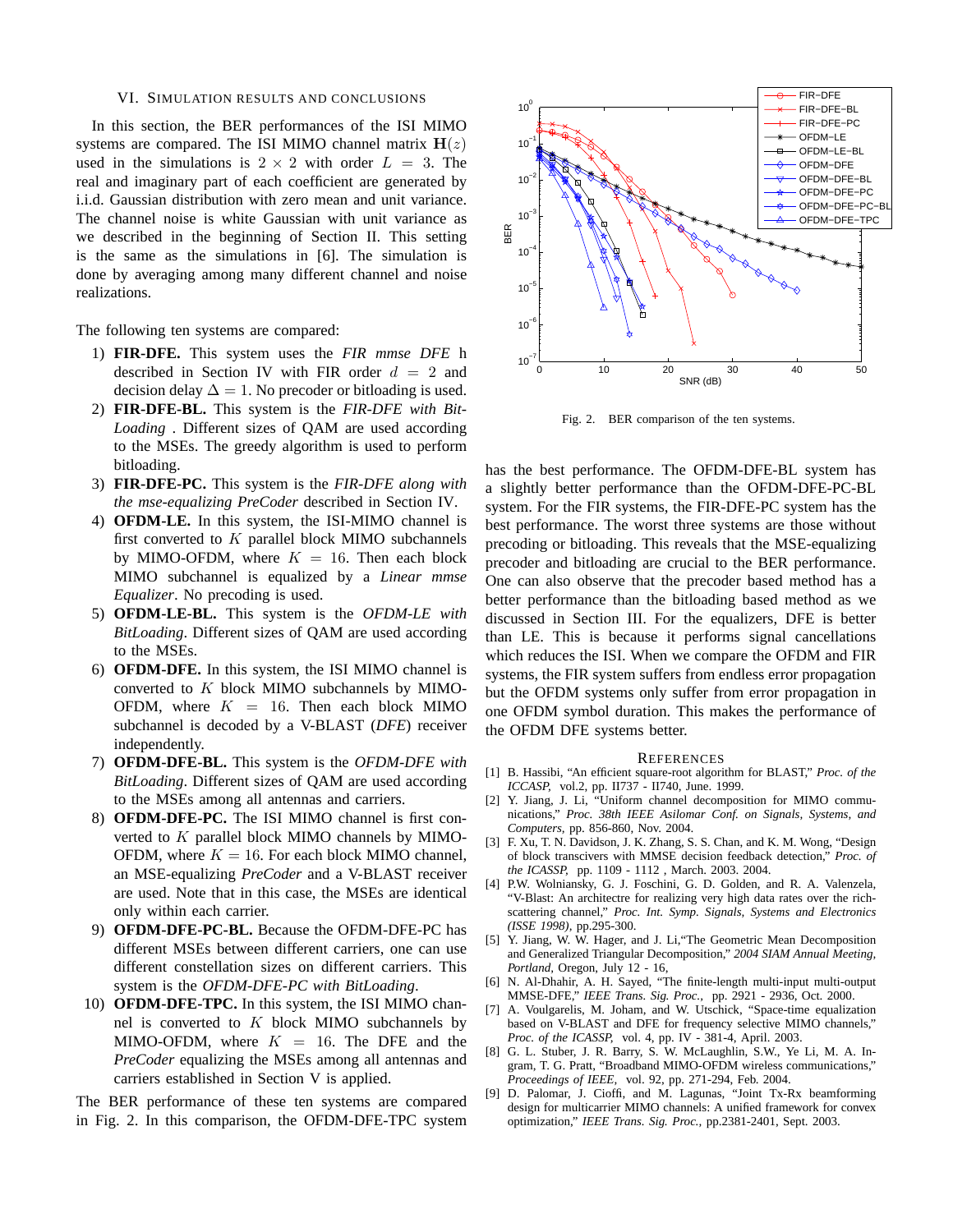## VI. Simulation Results and Conclusions

In this section, the BER performances of the ISI MIMO systems are compared. The ISI MIMO channel matrix $\mathbf{H}(z)$ used in the simulations is $2 \times 2$ with order $L = 3$. The real and imaginary part of each coefficient are generated by i.i.d. Gaussian distribution with zero mean and unit variance. The channel noise is white Gaussian with unit variance as we described in the beginning of Section II. This setting is the same as the simulations in [6]. The simulation is done by averaging among many different channel and noise realizations.

The following ten systems are compared:

1) **FIR-DFE.** This system uses the *FIR mmse DFE* h described in Section IV with FIR order $d = 2$ and decision delay $\Delta = 1$. No precoder or bitloading is used.
2) **FIR-DFE-BL.** This system is the *FIR-DFE with Bit-Loading* . Different sizes of QAM are used according to the MSEs. The greedy algorithm is used to perform bitloading.
3) **FIR-DFE-PC.** This system is the *FIR-DFE along with the mse-equalizing PreCoder* described in Section IV.
4) **OFDM-LE.** In this system, the ISI-MIMO channel is first converted to $K$ parallel block MIMO subchannels by MIMO-OFDM, where $K = 16$. Then each block MIMO subchannel is equalized by a *Linear mmse Equalizer*. No precoding is used.
5) **OFDM-LE-BL.** This system is the *OFDM-LE with BitLoading*. Different sizes of QAM are used according to the MSEs.
6) **OFDM-DFE.** In this system, the ISI MIMO channel is converted to $K$ block MIMO subchannels by MIMO-OFDM, where $K = 16$. Then each block MIMO subchannel is decoded by a V-BLAST (*DFE*) receiver independently.
7) **OFDM-DFE-BL.** This system is the *OFDM-DFE with BitLoading*. Different sizes of QAM are used according to the MSEs among all antennas and carriers.
8) **OFDM-DFE-PC.** The ISI MIMO channel is first converted to $K$ parallel block MIMO channels by MIMO-OFDM, where $K = 16$. For each block MIMO channel, an MSE-equalizing *PreCoder* and a V-BLAST receiver are used. Note that in this case, the MSEs are identical only within each carrier.
9) **OFDM-DFE-PC-BL.** Because the OFDM-DFE-PC has different MSEs between different carriers, one can use different constellation sizes on different carriers. This system is the *OFDM-DFE-PC with BitLoading*.
10) **OFDM-DFE-TPC.** In this system, the ISI MIMO channel is converted to $K$ block MIMO subchannels by MIMO-OFDM, where $K = 16$. The DFE and the *PreCoder* equalizing the MSEs among all antennas and carriers established in Section V is applied.

The BER performance of these ten systems are compared in Fig. 2. In this comparison, the OFDM-DFE-TPC system has the best performance. The OFDM-DFE-BL system has a slightly better performance than the OFDM-DFE-PC-BL system. For the FIR systems, the FIR-DFE-PC system has the best performance. The worst three systems are those without precoding or bitloading. This reveals that the MSE-equalizing precoder and bitloading are crucial to the BER performance. One can also observe that the precoder based method has a better performance than the bitloading based method as we discussed in Section III. For the equalizers, DFE is better than LE. This is because it performs signal cancellations which reduces the ISI. When we compare the OFDM and FIR systems, the FIR system suffers from endless error propagation but the OFDM systems only suffer from error propagation in one OFDM symbol duration. This makes the performance of the OFDM DFE systems better.

BER
$10^{0}$
$10^{-1}$
$10^{-2}$
$10^{-3}$
$10^{-4}$
$10^{-5}$
$10^{-6}$
$10^{-7}$
0
10
20
30
40
50
SNR (dB)
FIR−DFE
FIR−DFE−BL
FIR−DFE−PC
OFDM−LE
OFDM−LE−BL
OFDM−DFE
OFDM−DFE−BL
OFDM−DFE−PC
OFDM−DFE−PC−BL
OFDM−DFE−TPC

Fig. 2. BER comparison of the ten systems.

## References

[1] B. Hassibi, "An efficient square-root algorithm for BLAST," *Proc. of the ICCASP,* vol.2, pp. II737 - II740, June. 1999.

[2] Y. Jiang, J. Li, "Uniform channel decomposition for MIMO communications," *Proc. 38th IEEE Asilomar Conf. on Signals, Systems, and Computers,* pp. 856-860, Nov. 2004.

[3] F. Xu, T. N. Davidson, J. K. Zhang, S. S. Chan, and K. M. Wong, "Design of block transcivers with MMSE decision feedback detection," *Proc. of the ICASSP,* pp. 1109 - 1112 , March. 2003. 2004.

[4] P.W. Wolniansky, G. J. Foschini, G. D. Golden, and R. A. Valenzela, "V-Blast: An architectre for realizing very high data rates over the rich-scattering channel," *Proc. Int. Symp. Signals, Systems and Electronics (ISSE 1998),* pp.295-300.

[5] Y. Jiang, W. W. Hager, and J. Li,"The Geometric Mean Decomposition and Generalized Triangular Decomposition," *2004 SIAM Annual Meeting, Portland,* Oregon, July 12 - 16,

[6] N. Al-Dhahir, A. H. Sayed, "The finite-length multi-input multi-output MMSE-DFE," *IEEE Trans. Sig. Proc.,* pp. 2921 - 2936, Oct. 2000.

[7] A. Voulgarelis, M. Joham, and W. Utschick, "Space-time equalization based on V-BLAST and DFE for frequency selective MIMO channels," *Proc. of the ICASSP,* vol. 4, pp. IV - 381-4, April. 2003.

[8] G. L. Stuber, J. R. Barry, S. W. McLaughlin, S.W., Ye Li, M. A. Ingram, T. G. Pratt, "Broadband MIMO-OFDM wireless communications," *Proceedings of IEEE,* vol. 92, pp. 271-294, Feb. 2004.

[9] D. Palomar, J. Cioffi, and M. Lagunas, "Joint Tx-Rx beamforming design for multicarrier MIMO channels: A unified framework for convex optimization," *IEEE Trans. Sig. Proc.,* pp.2381-2401, Sept. 2003.